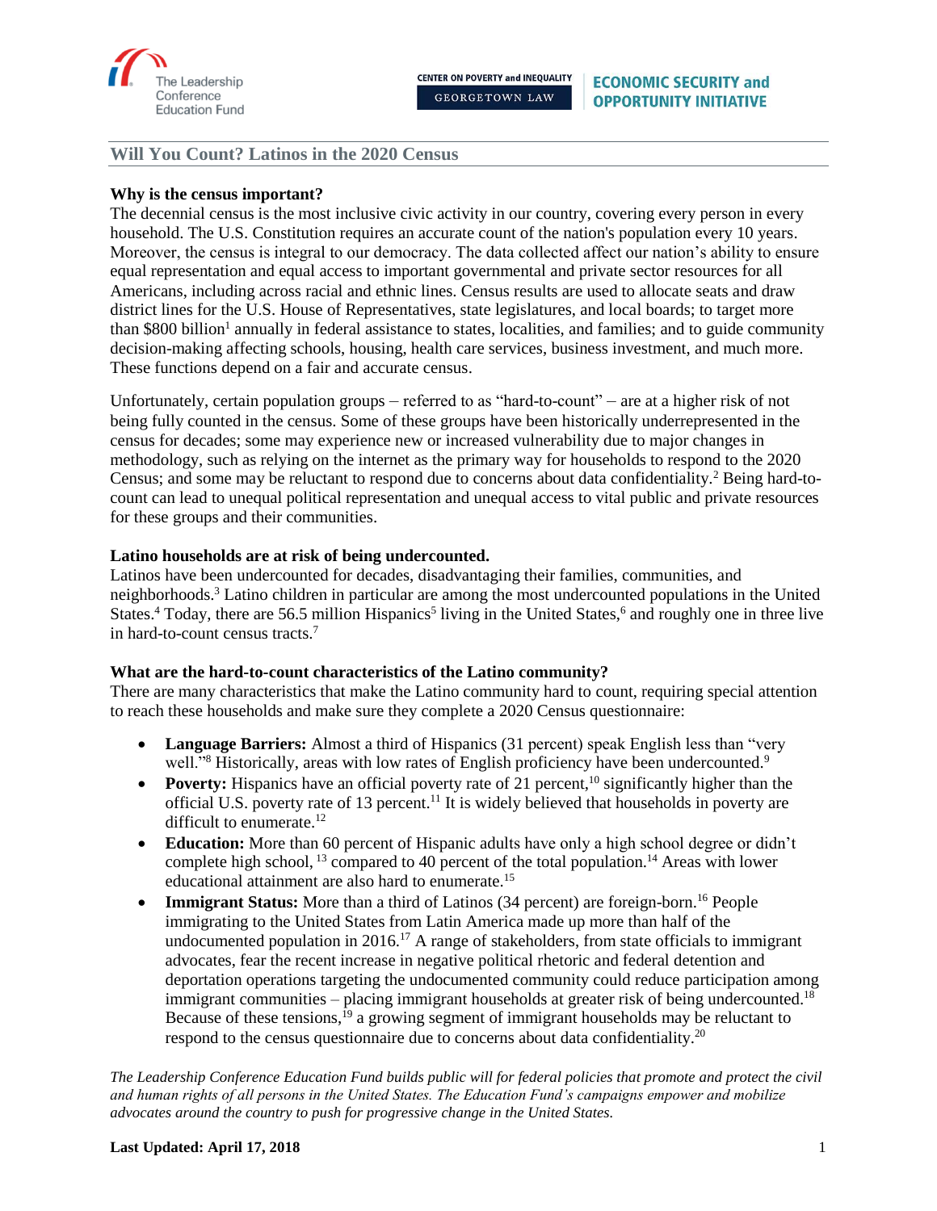The Leadership Conference Education Fund

CENTER ON POVERTY and INEQUALITY
GEORGETOWN LAW

ECONOMIC SECURITY and OPPORTUNITY INITIATIVE

# Will You Count? Latinos in the 2020 Census

**Why is the census important?**

The decennial census is the most inclusive civic activity in our country, covering every person in every household. The U.S. Constitution requires an accurate count of the nation's population every 10 years. Moreover, the census is integral to our democracy. The data collected affect our nation's ability to ensure equal representation and equal access to important governmental and private sector resources for all Americans, including across racial and ethnic lines. Census results are used to allocate seats and draw district lines for the U.S. House of Representatives, state legislatures, and local boards; to target more than $800 billion[1] annually in federal assistance to states, localities, and families; and to guide community decision-making affecting schools, housing, health care services, business investment, and much more. These functions depend on a fair and accurate census.

Unfortunately, certain population groups – referred to as "hard-to-count" – are at a higher risk of not being fully counted in the census. Some of these groups have been historically underrepresented in the census for decades; some may experience new or increased vulnerability due to major changes in methodology, such as relying on the internet as the primary way for households to respond to the 2020 Census; and some may be reluctant to respond due to concerns about data confidentiality.[2] Being hard-to-count can lead to unequal political representation and unequal access to vital public and private resources for these groups and their communities.

**Latino households are at risk of being undercounted.**

Latinos have been undercounted for decades, disadvantaging their families, communities, and neighborhoods.[3] Latino children in particular are among the most undercounted populations in the United States.[4] Today, there are 56.5 million Hispanics[5] living in the United States,[6] and roughly one in three live in hard-to-count census tracts.[7]

**What are the hard-to-count characteristics of the Latino community?**

There are many characteristics that make the Latino community hard to count, requiring special attention to reach these households and make sure they complete a 2020 Census questionnaire:

- **Language Barriers:** Almost a third of Hispanics (31 percent) speak English less than "very well."[8] Historically, areas with low rates of English proficiency have been undercounted.[9]
- **Poverty:** Hispanics have an official poverty rate of 21 percent,[10] significantly higher than the official U.S. poverty rate of 13 percent.[11] It is widely believed that households in poverty are difficult to enumerate.[12]
- **Education:** More than 60 percent of Hispanic adults have only a high school degree or didn't complete high school, [13] compared to 40 percent of the total population.[14] Areas with lower educational attainment are also hard to enumerate.[15]
- **Immigrant Status:** More than a third of Latinos (34 percent) are foreign-born.[16] People immigrating to the United States from Latin America made up more than half of the undocumented population in 2016.[17] A range of stakeholders, from state officials to immigrant advocates, fear the recent increase in negative political rhetoric and federal detention and deportation operations targeting the undocumented community could reduce participation among immigrant communities – placing immigrant households at greater risk of being undercounted.[18] Because of these tensions,[19] a growing segment of immigrant households may be reluctant to respond to the census questionnaire due to concerns about data confidentiality.[20]

*The Leadership Conference Education Fund builds public will for federal policies that promote and protect the civil and human rights of all persons in the United States. The Education Fund's campaigns empower and mobilize advocates around the country to push for progressive change in the United States.*

**Last Updated: April 17, 2018**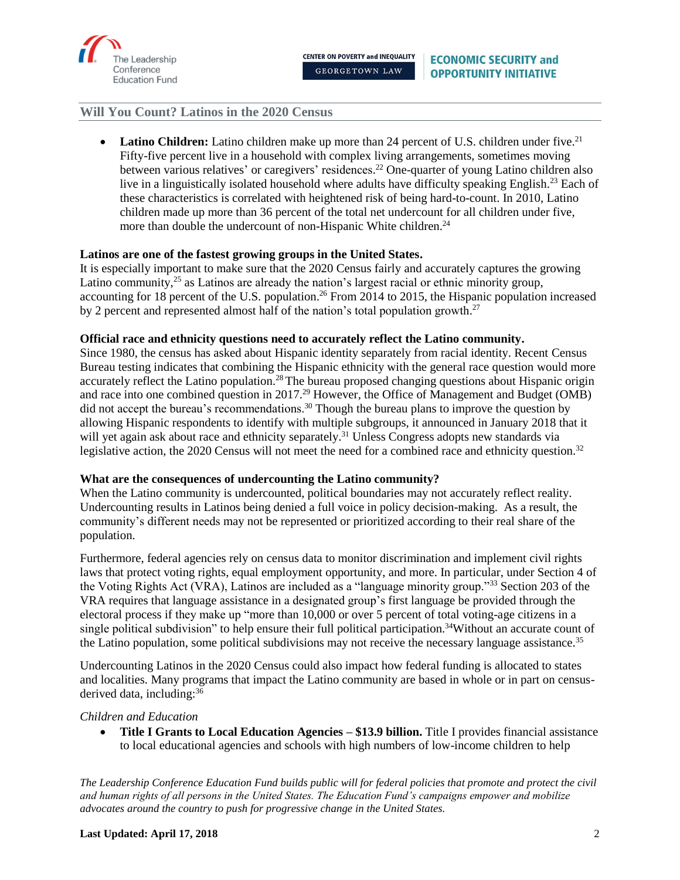- **Latino Children:** Latino children make up more than 24 percent of U.S. children under five.[21] Fifty-five percent live in a household with complex living arrangements, sometimes moving between various relatives' or caregivers' residences.[22] One-quarter of young Latino children also live in a linguistically isolated household where adults have difficulty speaking English.[23] Each of these characteristics is correlated with heightened risk of being hard-to-count. In 2010, Latino children made up more than 36 percent of the total net undercount for all children under five, more than double the undercount of non-Hispanic White children.[24]

**Latinos are one of the fastest growing groups in the United States.**

It is especially important to make sure that the 2020 Census fairly and accurately captures the growing Latino community,[25] as Latinos are already the nation's largest racial or ethnic minority group, accounting for 18 percent of the U.S. population.[26] From 2014 to 2015, the Hispanic population increased by 2 percent and represented almost half of the nation's total population growth.[27]

**Official race and ethnicity questions need to accurately reflect the Latino community.**

Since 1980, the census has asked about Hispanic identity separately from racial identity. Recent Census Bureau testing indicates that combining the Hispanic ethnicity with the general race question would more accurately reflect the Latino population.[28] The bureau proposed changing questions about Hispanic origin and race into one combined question in 2017.[29] However, the Office of Management and Budget (OMB) did not accept the bureau's recommendations.[30] Though the bureau plans to improve the question by allowing Hispanic respondents to identify with multiple subgroups, it announced in January 2018 that it will yet again ask about race and ethnicity separately.[31] Unless Congress adopts new standards via legislative action, the 2020 Census will not meet the need for a combined race and ethnicity question.[32]

**What are the consequences of undercounting the Latino community?**

When the Latino community is undercounted, political boundaries may not accurately reflect reality. Undercounting results in Latinos being denied a full voice in policy decision-making. As a result, the community's different needs may not be represented or prioritized according to their real share of the population.

Furthermore, federal agencies rely on census data to monitor discrimination and implement civil rights laws that protect voting rights, equal employment opportunity, and more. In particular, under Section 4 of the Voting Rights Act (VRA), Latinos are included as a "language minority group."[33] Section 203 of the VRA requires that language assistance in a designated group's first language be provided through the electoral process if they make up "more than 10,000 or over 5 percent of total voting-age citizens in a single political subdivision" to help ensure their full political participation.[34] Without an accurate count of the Latino population, some political subdivisions may not receive the necessary language assistance.[35]

Undercounting Latinos in the 2020 Census could also impact how federal funding is allocated to states and localities. Many programs that impact the Latino community are based in whole or in part on census-derived data, including:[36]

*Children and Education*

- **Title I Grants to Local Education Agencies – $13.9 billion.** Title I provides financial assistance to local educational agencies and schools with high numbers of low-income children to help

*The Leadership Conference Education Fund builds public will for federal policies that promote and protect the civil and human rights of all persons in the United States. The Education Fund's campaigns empower and mobilize advocates around the country to push for progressive change in the United States.*

**Last Updated: April 17, 2018**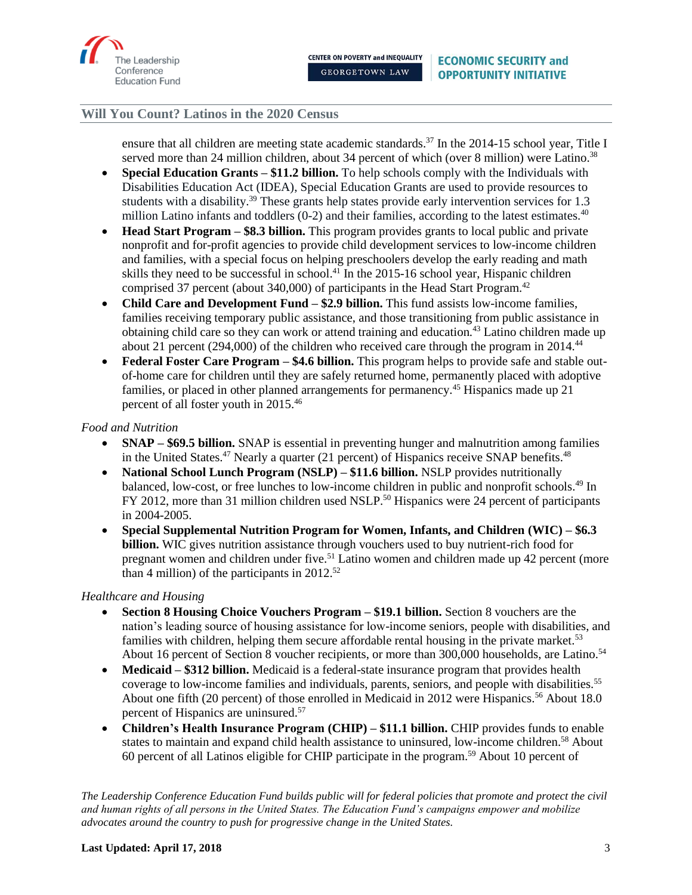ensure that all children are meeting state academic standards.[37] In the 2014-15 school year, Title I served more than 24 million children, about 34 percent of which (over 8 million) were Latino.[38]

- **Special Education Grants – $11.2 billion.** To help schools comply with the Individuals with Disabilities Education Act (IDEA), Special Education Grants are used to provide resources to students with a disability.[39] These grants help states provide early intervention services for 1.3 million Latino infants and toddlers (0-2) and their families, according to the latest estimates.[40]
- **Head Start Program – $8.3 billion.** This program provides grants to local public and private nonprofit and for-profit agencies to provide child development services to low-income children and families, with a special focus on helping preschoolers develop the early reading and math skills they need to be successful in school.[41] In the 2015-16 school year, Hispanic children comprised 37 percent (about 340,000) of participants in the Head Start Program.[42]
- **Child Care and Development Fund – $2.9 billion.** This fund assists low-income families, families receiving temporary public assistance, and those transitioning from public assistance in obtaining child care so they can work or attend training and education.[43] Latino children made up about 21 percent (294,000) of the children who received care through the program in 2014.[44]
- **Federal Foster Care Program – $4.6 billion.** This program helps to provide safe and stable out-of-home care for children until they are safely returned home, permanently placed with adoptive families, or placed in other planned arrangements for permanency.[45] Hispanics made up 21 percent of all foster youth in 2015.[46]

*Food and Nutrition*

- **SNAP – $69.5 billion.** SNAP is essential in preventing hunger and malnutrition among families in the United States.[47] Nearly a quarter (21 percent) of Hispanics receive SNAP benefits.[48]
- **National School Lunch Program (NSLP) – $11.6 billion.** NSLP provides nutritionally balanced, low-cost, or free lunches to low-income children in public and nonprofit schools.[49] In FY 2012, more than 31 million children used NSLP.[50] Hispanics were 24 percent of participants in 2004-2005.
- **Special Supplemental Nutrition Program for Women, Infants, and Children (WIC) – $6.3 billion.** WIC gives nutrition assistance through vouchers used to buy nutrient-rich food for pregnant women and children under five.[51] Latino women and children made up 42 percent (more than 4 million) of the participants in 2012.[52]

*Healthcare and Housing*

- **Section 8 Housing Choice Vouchers Program – $19.1 billion.** Section 8 vouchers are the nation's leading source of housing assistance for low-income seniors, people with disabilities, and families with children, helping them secure affordable rental housing in the private market.[53] About 16 percent of Section 8 voucher recipients, or more than 300,000 households, are Latino.[54]
- **Medicaid – $312 billion.** Medicaid is a federal-state insurance program that provides health coverage to low-income families and individuals, parents, seniors, and people with disabilities.[55] About one fifth (20 percent) of those enrolled in Medicaid in 2012 were Hispanics.[56] About 18.0 percent of Hispanics are uninsured.[57]
- **Children's Health Insurance Program (CHIP) – $11.1 billion.** CHIP provides funds to enable states to maintain and expand child health assistance to uninsured, low-income children.[58] About 60 percent of all Latinos eligible for CHIP participate in the program.[59] About 10 percent of

*The Leadership Conference Education Fund builds public will for federal policies that promote and protect the civil and human rights of all persons in the United States. The Education Fund's campaigns empower and mobilize advocates around the country to push for progressive change in the United States.*

**Last Updated: April 17, 2018**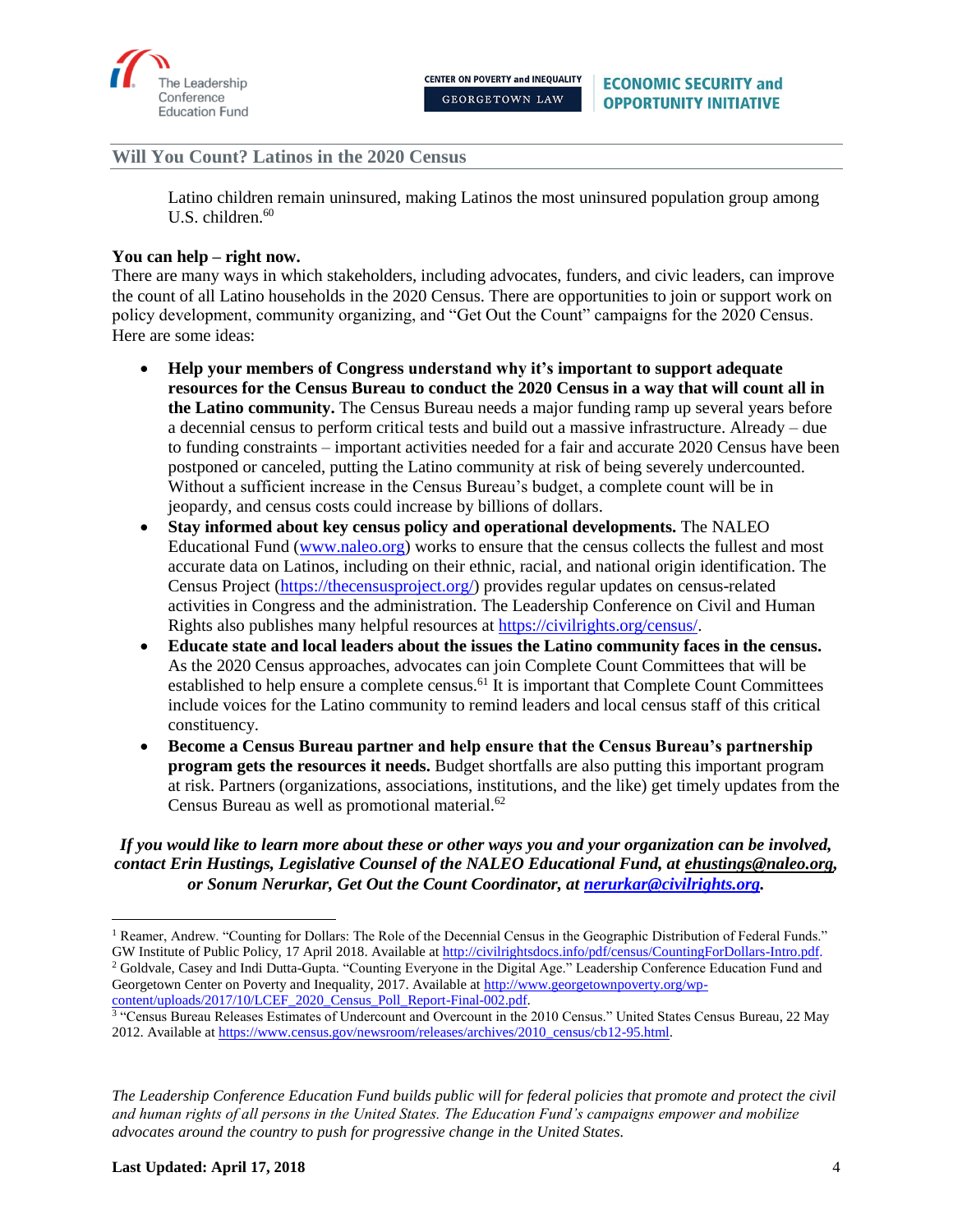Latino children remain uninsured, making Latinos the most uninsured population group among U.S. children.[60]

**You can help – right now.**

There are many ways in which stakeholders, including advocates, funders, and civic leaders, can improve the count of all Latino households in the 2020 Census. There are opportunities to join or support work on policy development, community organizing, and "Get Out the Count" campaigns for the 2020 Census. Here are some ideas:

- **Help your members of Congress understand why it's important to support adequate resources for the Census Bureau to conduct the 2020 Census in a way that will count all in the Latino community.** The Census Bureau needs a major funding ramp up several years before a decennial census to perform critical tests and build out a massive infrastructure. Already – due to funding constraints – important activities needed for a fair and accurate 2020 Census have been postponed or canceled, putting the Latino community at risk of being severely undercounted. Without a sufficient increase in the Census Bureau's budget, a complete count will be in jeopardy, and census costs could increase by billions of dollars.
- **Stay informed about key census policy and operational developments.** The NALEO Educational Fund (www.naleo.org) works to ensure that the census collects the fullest and most accurate data on Latinos, including on their ethnic, racial, and national origin identification. The Census Project (https://thecensusproject.org/) provides regular updates on census-related activities in Congress and the administration. The Leadership Conference on Civil and Human Rights also publishes many helpful resources at https://civilrights.org/census/.
- **Educate state and local leaders about the issues the Latino community faces in the census.** As the 2020 Census approaches, advocates can join Complete Count Committees that will be established to help ensure a complete census.[61] It is important that Complete Count Committees include voices for the Latino community to remind leaders and local census staff of this critical constituency.
- **Become a Census Bureau partner and help ensure that the Census Bureau's partnership program gets the resources it needs.** Budget shortfalls are also putting this important program at risk. Partners (organizations, associations, institutions, and the like) get timely updates from the Census Bureau as well as promotional material.[62]

***If you would like to learn more about these or other ways you and your organization can be involved, contact Erin Hustings, Legislative Counsel of the NALEO Educational Fund, at ehustings@naleo.org, or Sonum Nerurkar, Get Out the Count Coordinator, at nerurkar@civilrights.org.***

---

[1] Reamer, Andrew. "Counting for Dollars: The Role of the Decennial Census in the Geographic Distribution of Federal Funds." GW Institute of Public Policy, 17 April 2018. Available at http://civilrightsdocs.info/pdf/census/CountingForDollars-Intro.pdf.

[2] Goldvale, Casey and Indi Dutta-Gupta. "Counting Everyone in the Digital Age." Leadership Conference Education Fund and Georgetown Center on Poverty and Inequality, 2017. Available at http://www.georgetownpoverty.org/wp-content/uploads/2017/10/LCEF_2020_Census_Poll_Report-Final-002.pdf.

[3] "Census Bureau Releases Estimates of Undercount and Overcount in the 2010 Census." United States Census Bureau, 22 May 2012. Available at https://www.census.gov/newsroom/releases/archives/2010_census/cb12-95.html.

*The Leadership Conference Education Fund builds public will for federal policies that promote and protect the civil and human rights of all persons in the United States. The Education Fund's campaigns empower and mobilize advocates around the country to push for progressive change in the United States.*

**Last Updated: April 17, 2018**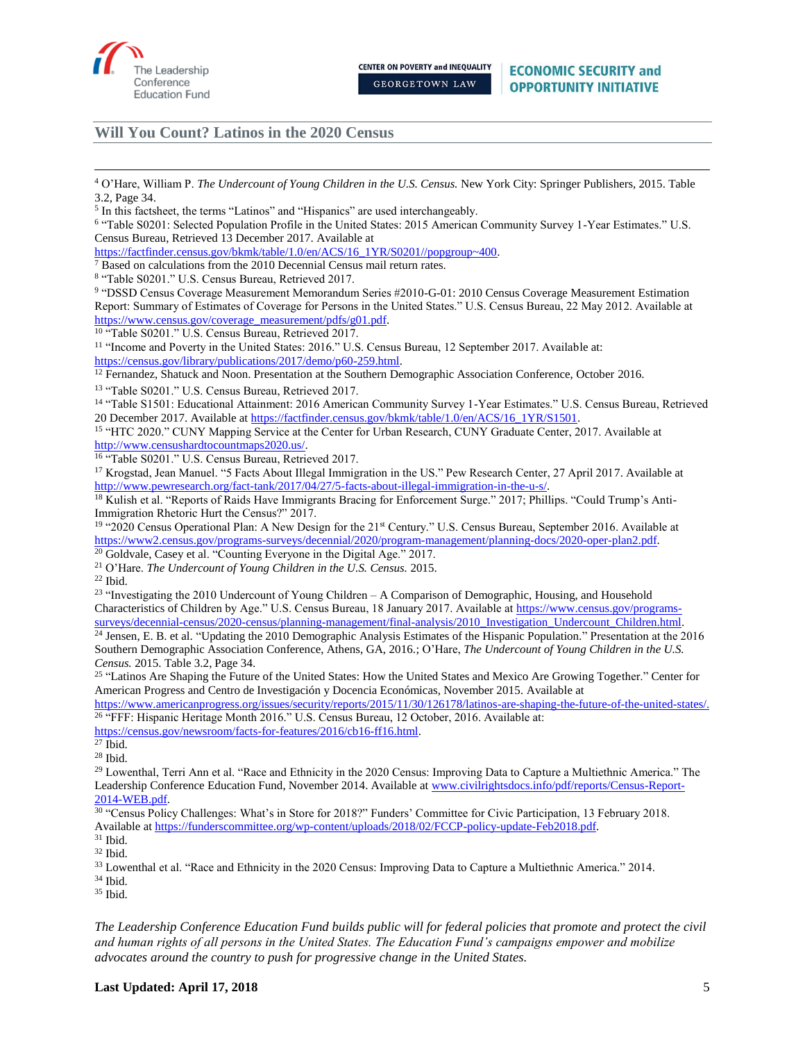[4] O'Hare, William P. *The Undercount of Young Children in the U.S. Census.* New York City: Springer Publishers, 2015. Table 3.2, Page 34.

[5] In this factsheet, the terms "Latinos" and "Hispanics" are used interchangeably.

[6] "Table S0201: Selected Population Profile in the United States: 2015 American Community Survey 1-Year Estimates." U.S. Census Bureau, Retrieved 13 December 2017. Available at https://factfinder.census.gov/bkmk/table/1.0/en/ACS/16_1YR/S0201//popgroup~400.

[7] Based on calculations from the 2010 Decennial Census mail return rates.

[8] "Table S0201." U.S. Census Bureau, Retrieved 2017.

[9] "DSSD Census Coverage Measurement Memorandum Series #2010-G-01: 2010 Census Coverage Measurement Estimation Report: Summary of Estimates of Coverage for Persons in the United States." U.S. Census Bureau, 22 May 2012. Available at https://www.census.gov/coverage_measurement/pdfs/g01.pdf.

[10] "Table S0201." U.S. Census Bureau, Retrieved 2017.

[11] "Income and Poverty in the United States: 2016." U.S. Census Bureau, 12 September 2017. Available at: https://census.gov/library/publications/2017/demo/p60-259.html.

[12] Fernandez, Shatuck and Noon. Presentation at the Southern Demographic Association Conference, October 2016.

[13] "Table S0201." U.S. Census Bureau, Retrieved 2017.

[14] "Table S1501: Educational Attainment: 2016 American Community Survey 1-Year Estimates." U.S. Census Bureau, Retrieved 20 December 2017. Available at https://factfinder.census.gov/bkmk/table/1.0/en/ACS/16_1YR/S1501.

[15] "HTC 2020." CUNY Mapping Service at the Center for Urban Research, CUNY Graduate Center, 2017. Available at http://www.censushardtocountmaps2020.us/.

[16] "Table S0201." U.S. Census Bureau, Retrieved 2017.

[17] Krogstad, Jean Manuel. "5 Facts About Illegal Immigration in the US." Pew Research Center, 27 April 2017. Available at http://www.pewresearch.org/fact-tank/2017/04/27/5-facts-about-illegal-immigration-in-the-u-s/.

[18] Kulish et al. "Reports of Raids Have Immigrants Bracing for Enforcement Surge." 2017; Phillips. "Could Trump's Anti-Immigration Rhetoric Hurt the Census?" 2017.

[19] "2020 Census Operational Plan: A New Design for the 21st Century." U.S. Census Bureau, September 2016. Available at https://www2.census.gov/programs-surveys/decennial/2020/program-management/planning-docs/2020-oper-plan2.pdf.

[20] Goldvale, Casey et al. "Counting Everyone in the Digital Age." 2017.

[21] O'Hare. *The Undercount of Young Children in the U.S. Census.* 2015.

[22] Ibid.

[23] "Investigating the 2010 Undercount of Young Children – A Comparison of Demographic, Housing, and Household Characteristics of Children by Age." U.S. Census Bureau, 18 January 2017. Available at https://www.census.gov/programs-surveys/decennial-census/2020-census/planning-management/final-analysis/2010_Investigation_Undercount_Children.html.

[24] Jensen, E. B. et al. "Updating the 2010 Demographic Analysis Estimates of the Hispanic Population." Presentation at the 2016 Southern Demographic Association Conference, Athens, GA, 2016.; O'Hare, *The Undercount of Young Children in the U.S. Census.* 2015. Table 3.2, Page 34.

[25] "Latinos Are Shaping the Future of the United States: How the United States and Mexico Are Growing Together." Center for American Progress and Centro de Investigación y Docencia Económicas, November 2015. Available at https://www.americanprogress.org/issues/security/reports/2015/11/30/126178/latinos-are-shaping-the-future-of-the-united-states/.

[26] "FFF: Hispanic Heritage Month 2016." U.S. Census Bureau, 12 October, 2016. Available at: https://census.gov/newsroom/facts-for-features/2016/cb16-ff16.html.

[27] Ibid.

[28] Ibid.

[29] Lowenthal, Terri Ann et al. "Race and Ethnicity in the 2020 Census: Improving Data to Capture a Multiethnic America." The Leadership Conference Education Fund, November 2014. Available at www.civilrightsdocs.info/pdf/reports/Census-Report-2014-WEB.pdf.

[30] "Census Policy Challenges: What's in Store for 2018?" Funders' Committee for Civic Participation, 13 February 2018. Available at https://funderscommittee.org/wp-content/uploads/2018/02/FCCP-policy-update-Feb2018.pdf.

[31] Ibid.

[32] Ibid.

[33] Lowenthal et al. "Race and Ethnicity in the 2020 Census: Improving Data to Capture a Multiethnic America." 2014.

[34] Ibid.

[35] Ibid.

*The Leadership Conference Education Fund builds public will for federal policies that promote and protect the civil and human rights of all persons in the United States. The Education Fund's campaigns empower and mobilize advocates around the country to push for progressive change in the United States.*

**Last Updated: April 17, 2018**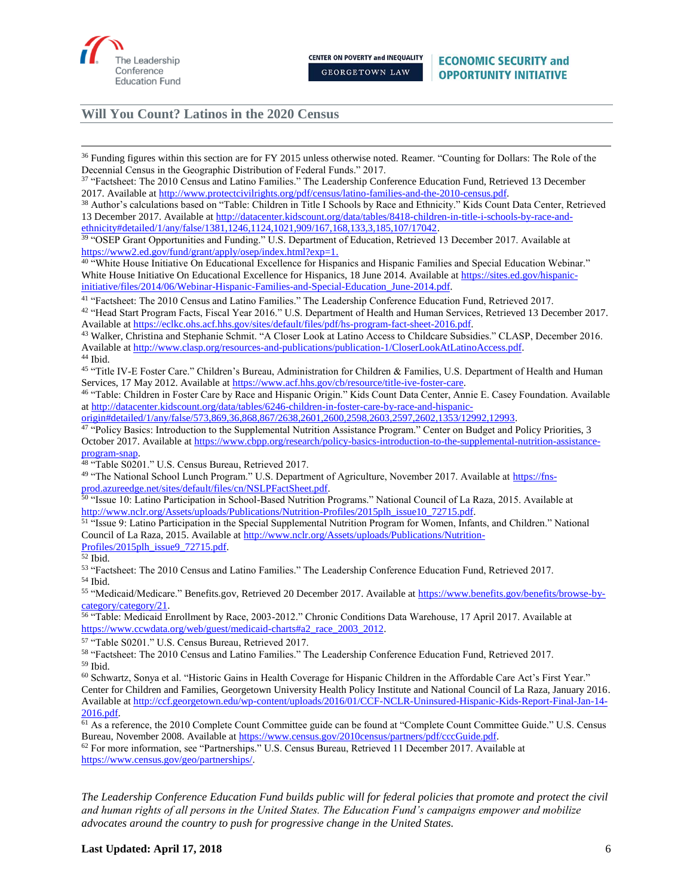[36] Funding figures within this section are for FY 2015 unless otherwise noted. Reamer. "Counting for Dollars: The Role of the Decennial Census in the Geographic Distribution of Federal Funds." 2017.

[37] "Factsheet: The 2010 Census and Latino Families." The Leadership Conference Education Fund, Retrieved 13 December 2017. Available at http://www.protectcivilrights.org/pdf/census/latino-families-and-the-2010-census.pdf.

[38] Author's calculations based on "Table: Children in Title I Schools by Race and Ethnicity." Kids Count Data Center, Retrieved 13 December 2017. Available at http://datacenter.kidscount.org/data/tables/8418-children-in-title-i-schools-by-race-and-ethnicity#detailed/1/any/false/1381,1246,1124,1021,909/167,168,133,3,185,107/17042.

[39] "OSEP Grant Opportunities and Funding." U.S. Department of Education, Retrieved 13 December 2017. Available at https://www2.ed.gov/fund/grant/apply/osep/index.html?exp=1.

[40] "White House Initiative On Educational Excellence for Hispanics and Hispanic Families and Special Education Webinar." White House Initiative On Educational Excellence for Hispanics, 18 June 2014. Available at https://sites.ed.gov/hispanic-initiative/files/2014/06/Webinar-Hispanic-Families-and-Special-Education_June-2014.pdf.

[41] "Factsheet: The 2010 Census and Latino Families." The Leadership Conference Education Fund, Retrieved 2017.

[42] "Head Start Program Facts, Fiscal Year 2016." U.S. Department of Health and Human Services, Retrieved 13 December 2017. Available at https://eclkc.ohs.acf.hhs.gov/sites/default/files/pdf/hs-program-fact-sheet-2016.pdf.

[43] Walker, Christina and Stephanie Schmit. "A Closer Look at Latino Access to Childcare Subsidies." CLASP, December 2016. Available at http://www.clasp.org/resources-and-publications/publication-1/CloserLookAtLatinoAccess.pdf.

[44] Ibid.

[45] "Title IV-E Foster Care." Children's Bureau, Administration for Children & Families, U.S. Department of Health and Human Services, 17 May 2012. Available at https://www.acf.hhs.gov/cb/resource/title-ive-foster-care.

[46] "Table: Children in Foster Care by Race and Hispanic Origin." Kids Count Data Center, Annie E. Casey Foundation. Available at http://datacenter.kidscount.org/data/tables/6246-children-in-foster-care-by-race-and-hispanic-origin#detailed/1/any/false/573,869,36,868,867/2638,2601,2600,2598,2603,2597,2602,1353/12992,12993.

[47] "Policy Basics: Introduction to the Supplemental Nutrition Assistance Program." Center on Budget and Policy Priorities, 3 October 2017. Available at https://www.cbpp.org/research/policy-basics-introduction-to-the-supplemental-nutrition-assistance-program-snap.

[48] "Table S0201." U.S. Census Bureau, Retrieved 2017.

[49] "The National School Lunch Program." U.S. Department of Agriculture, November 2017. Available at https://fns-prod.azureedge.net/sites/default/files/cn/NSLPFactSheet.pdf.

[50] "Issue 10: Latino Participation in School-Based Nutrition Programs." National Council of La Raza, 2015. Available at http://www.nclr.org/Assets/uploads/Publications/Nutrition-Profiles/2015plh_issue10_72715.pdf.

[51] "Issue 9: Latino Participation in the Special Supplemental Nutrition Program for Women, Infants, and Children." National Council of La Raza, 2015. Available at http://www.nclr.org/Assets/uploads/Publications/Nutrition-Profiles/2015plh_issue9_72715.pdf.

[52] Ibid.

[53] "Factsheet: The 2010 Census and Latino Families." The Leadership Conference Education Fund, Retrieved 2017.

[54] Ibid.

[55] "Medicaid/Medicare." Benefits.gov, Retrieved 20 December 2017. Available at https://www.benefits.gov/benefits/browse-by-category/category/21.

[56] "Table: Medicaid Enrollment by Race, 2003-2012." Chronic Conditions Data Warehouse, 17 April 2017. Available at https://www.ccwdata.org/web/guest/medicaid-charts#a2_race_2003_2012.

[57] "Table S0201." U.S. Census Bureau, Retrieved 2017.

[58] "Factsheet: The 2010 Census and Latino Families." The Leadership Conference Education Fund, Retrieved 2017.

[59] Ibid.

[60] Schwartz, Sonya et al. "Historic Gains in Health Coverage for Hispanic Children in the Affordable Care Act's First Year." Center for Children and Families, Georgetown University Health Policy Institute and National Council of La Raza, January 2016. Available at http://ccf.georgetown.edu/wp-content/uploads/2016/01/CCF-NCLR-Uninsured-Hispanic-Kids-Report-Final-Jan-14-2016.pdf.

[61] As a reference, the 2010 Complete Count Committee guide can be found at "Complete Count Committee Guide." U.S. Census Bureau, November 2008. Available at https://www.census.gov/2010census/partners/pdf/cccGuide.pdf.

[62] For more information, see "Partnerships." U.S. Census Bureau, Retrieved 11 December 2017. Available at https://www.census.gov/geo/partnerships/.

*The Leadership Conference Education Fund builds public will for federal policies that promote and protect the civil and human rights of all persons in the United States. The Education Fund's campaigns empower and mobilize advocates around the country to push for progressive change in the United States.*

**Last Updated: April 17, 2018**